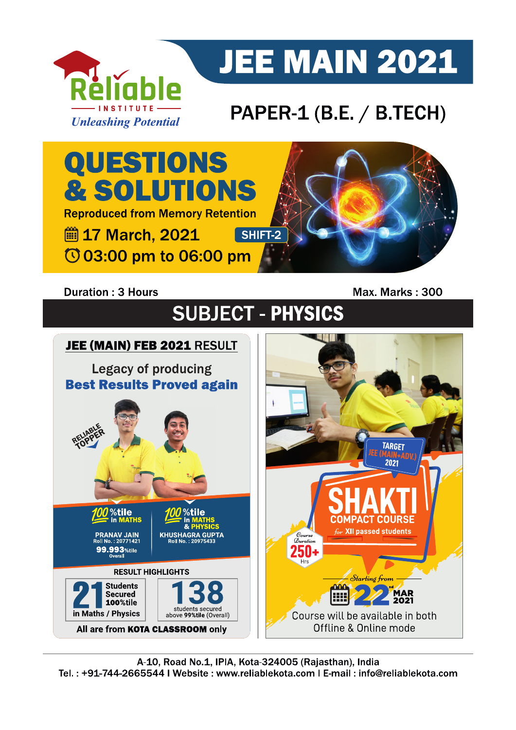Reliable INSTITUTE
*Unleashing Potential*

# JEE MAIN 2021

## PAPER-1 (B.E. / B.TECH)

# QUESTIONS & SOLUTIONS

Reproduced from Memory Retention

17 March, 2021 SHIFT-2

03:00 pm to 06:00 pm

**Duration : 3 Hours** **Max. Marks : 300**

## SUBJECT - PHYSICS

**JEE (MAIN) FEB 2021 RESULT**

Legacy of producing
**Best Results Proved again**

RELIABLE TOPPER

100%tile in MATHS
PRANAV JAIN
Roll No. : 20771421
99.993%tile Overall

100%tile in MATHS & PHYSICS
KHUSHAGRA GUPTA
Roll No. : 20975433

RESULT HIGHLIGHTS

21 Students Secured 100%tile in Maths / Physics

138 students secured above 99%tile (Overall)

All are from **KOTA CLASSROOM** only

TARGET JEE (MAIN+ADV.) 2021

**SHAKTI**
COMPACT COURSE
*for* XII passed students

Course Duration 250+ Hrs

*Starting from* 22nd MAR 2021

Course will be available in both Offline & Online mode

A-10, Road No.1, IPIA, Kota-324005 (Rajasthan), India
Tel. : +91-744-2665544 | Website : www.reliablekota.com | E-mail : info@reliablekota.com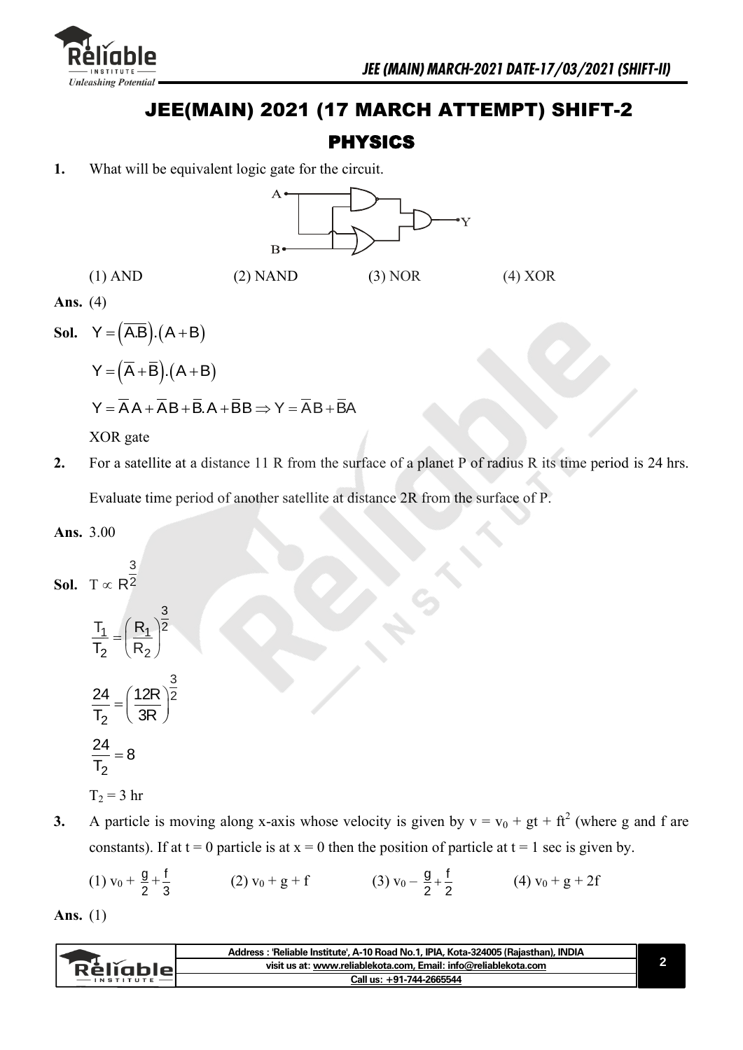# JEE(MAIN) 2021 (17 MARCH ATTEMPT) SHIFT-2

## PHYSICS

**1.** What will be equivalent logic gate for the circuit.

(1) AND (2) NAND (3) NOR (4) XOR

**Ans.** (4)

**Sol.** $Y = \left(\overline{A.B}\right).\left(A+B\right)$

$Y = \left(\overline{A}+\overline{B}\right).\left(A+B\right)$

$Y = \overline{A}A + \overline{A}B + \overline{B}.A + \overline{B}B \Rightarrow Y = \overline{A}B + \overline{B}A$

XOR gate

**2.** For a satellite at a distance 11 R from the surface of a planet P of radius R its time period is 24 hrs. Evaluate time period of another satellite at distance 2R from the surface of P.

**Ans.** 3.00

**Sol.** $T \propto R^{\frac{3}{2}}$

$$\frac{T_1}{T_2} = \left(\frac{R_1}{R_2}\right)^{\frac{3}{2}}$$

$$\frac{24}{T_2} = \left(\frac{12R}{3R}\right)^{\frac{3}{2}}$$

$$\frac{24}{T_2} = 8$$

$T_2 = 3$ hr

**3.** A particle is moving along x-axis whose velocity is given by $v = v_0 + gt + ft^2$ (where g and f are constants). If at $t = 0$ particle is at $x = 0$ then the position of particle at $t = 1$ sec is given by.

(1) $v_0 + \frac{g}{2} + \frac{f}{3}$ (2) $v_0 + g + f$ (3) $v_0 - \frac{g}{2} + \frac{f}{2}$ (4) $v_0 + g + 2f$

**Ans.** (1)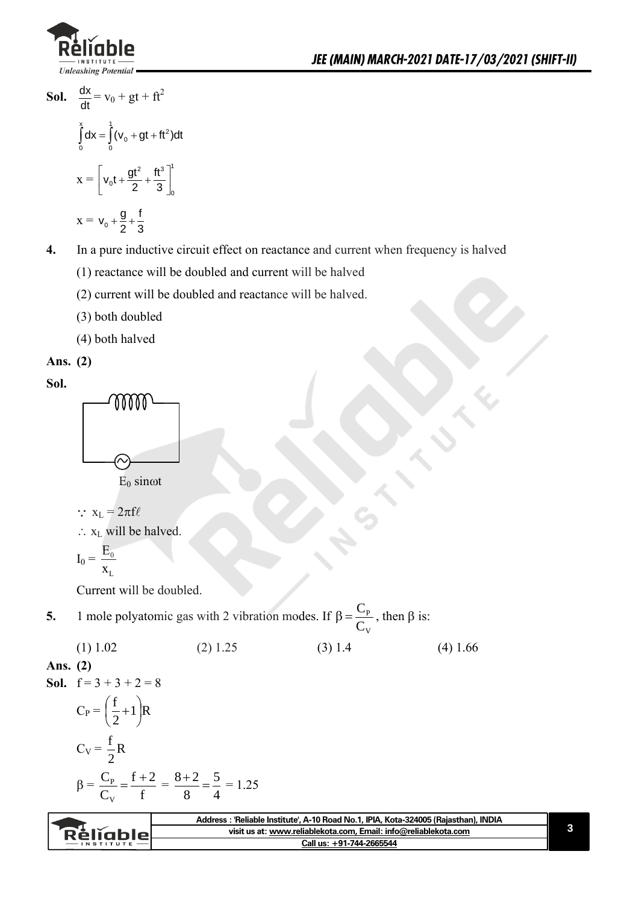**Sol.** $\frac{dx}{dt} = v_0 + gt + ft^2$

$$\int_0^x dx = \int_0^1 (v_0 + gt + ft^2)dt$$

$$x = \left[v_0 t + \frac{gt^2}{2} + \frac{ft^3}{3}\right]_0^1$$

$$x = v_0 + \frac{g}{2} + \frac{f}{3}$$

**4.** In a pure inductive circuit effect on reactance and current when frequency is halved

(1) reactance will be doubled and current will be halved

(2) current will be doubled and reactance will be halved.

(3) both doubled

(4) both halved

**Ans. (2)**

**Sol.**

$E_0$ sinωt

$\because x_L = 2\pi f\ell$

$\therefore x_L$ will be halved.

$$I_0 = \frac{E_0}{x_L}$$

Current will be doubled.

**5.** 1 mole polyatomic gas with 2 vibration modes. If $\beta = \frac{C_P}{C_V}$, then β is:

(1) 1.02 (2) 1.25 (3) 1.4 (4) 1.66

**Ans. (2)**

**Sol.** $f = 3 + 3 + 2 = 8$

$$C_P = \left(\frac{f}{2} + 1\right)R$$

$$C_V = \frac{f}{2}R$$

$$\beta = \frac{C_P}{C_V} = \frac{f+2}{f} = \frac{8+2}{8} = \frac{5}{4} = 1.25$$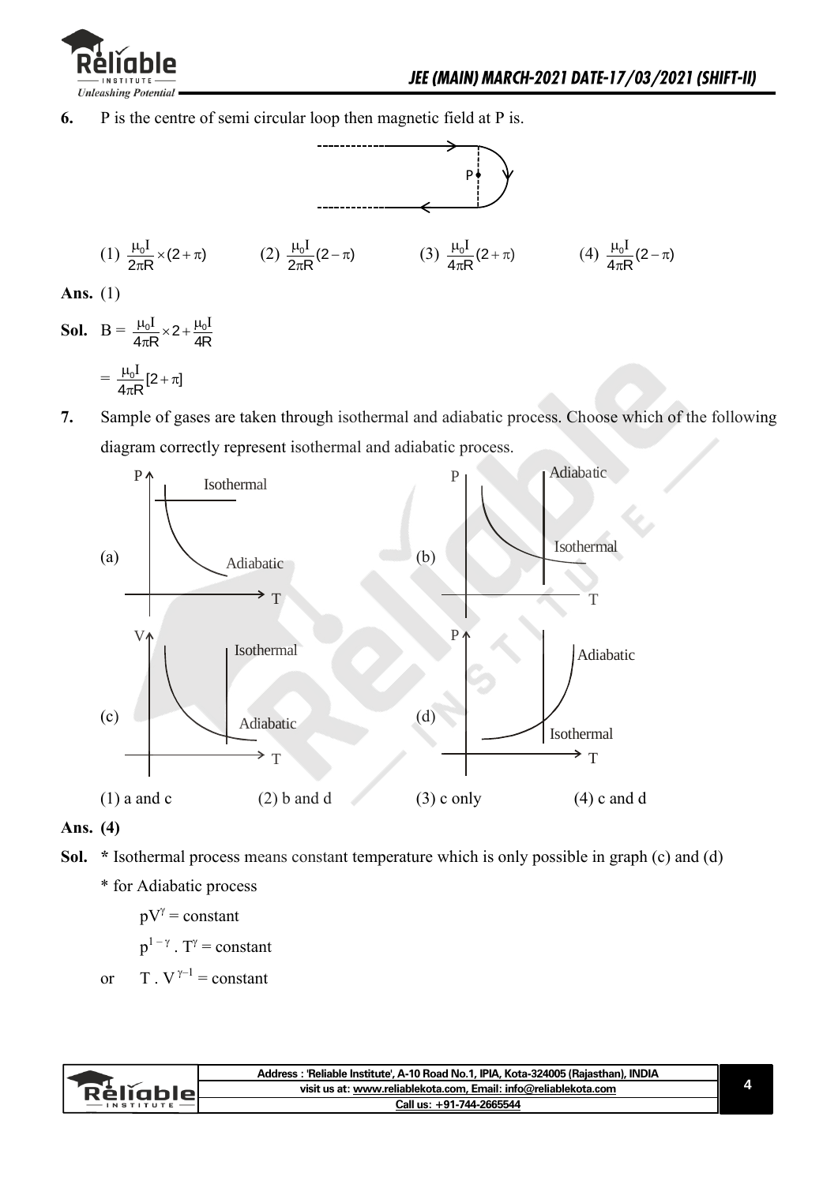**6.** P is the centre of semi circular loop then magnetic field at P is.

(1) $\frac{\mu_0 I}{2\pi R} \times (2+\pi)$ (2) $\frac{\mu_0 I}{2\pi R}(2-\pi)$ (3) $\frac{\mu_0 I}{4\pi R}(2+\pi)$ (4) $\frac{\mu_0 I}{4\pi R}(2-\pi)$

**Ans.** (1)

**Sol.** $B = \frac{\mu_0 I}{4\pi R} \times 2 + \frac{\mu_0 I}{4R}$

$= \frac{\mu_0 I}{4\pi R}[2+\pi]$

**7.** Sample of gases are taken through isothermal and adiabatic process. Choose which of the following diagram correctly represent isothermal and adiabatic process.

(a) (b) (c) (d)

(1) a and c (2) b and d (3) c only (4) c and d

**Ans. (4)**

**Sol.** * Isothermal process means constant temperature which is only possible in graph (c) and (d)

\* for Adiabatic process

$pV^{\gamma} = \text{constant}$

$p^{1-\gamma} \cdot T^{\gamma} = \text{constant}$

or $T \cdot V^{\gamma-1} = \text{constant}$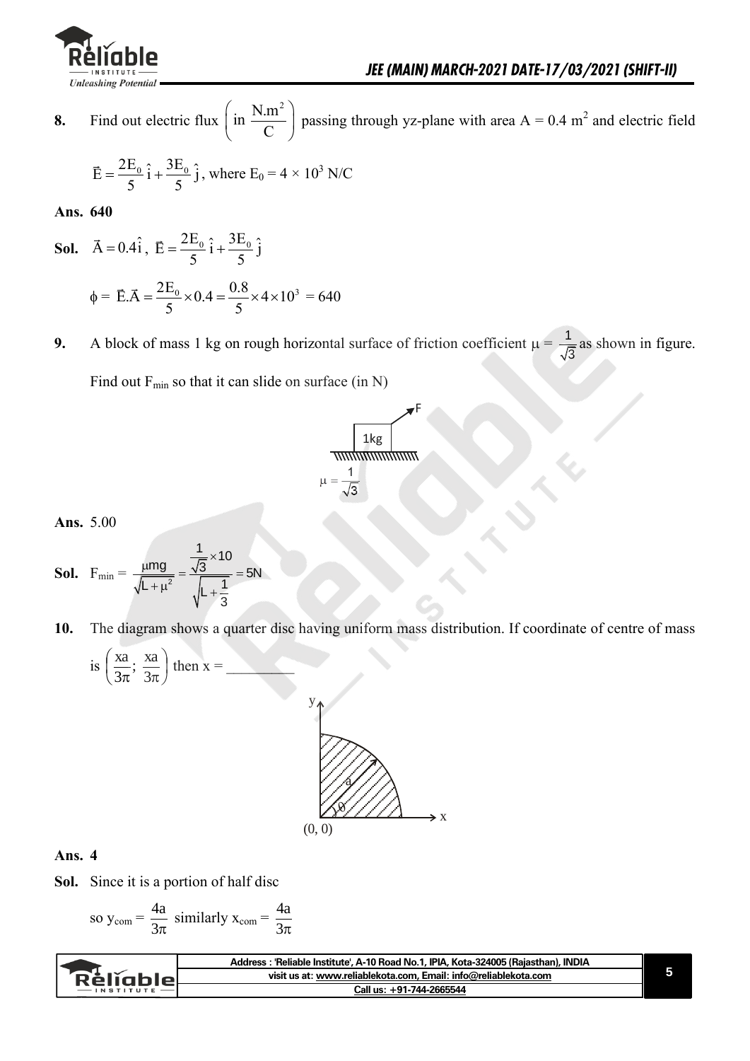**8.** Find out electric flux $\left(\text{in } \frac{\text{N.m}^2}{\text{C}}\right)$ passing through yz-plane with area A = 0.4 m$^2$ and electric field

$$\vec{E} = \frac{2E_0}{5}\hat{i} + \frac{3E_0}{5}\hat{j}, \text{ where } E_0 = 4 \times 10^3 \text{ N/C}$$

**Ans. 640**

**Sol.** $\vec{A} = 0.4\hat{i}$, $\vec{E} = \frac{2E_0}{5}\hat{i} + \frac{3E_0}{5}\hat{j}$

$$\phi = \vec{E}.\vec{A} = \frac{2E_0}{5} \times 0.4 = \frac{0.8}{5} \times 4 \times 10^3 = 640$$

**9.** A block of mass 1 kg on rough horizontal surface of friction coefficient $\mu = \frac{1}{\sqrt{3}}$ as shown in figure. Find out $F_{min}$ so that it can slide on surface (in N)

F

1kg

$\mu = \frac{1}{\sqrt{3}}$

**Ans.** 5.00

**Sol.** $F_{min} = \frac{\mu mg}{\sqrt{L + \mu^2}} = \frac{\frac{1}{\sqrt{3}} \times 10}{\sqrt{L + \frac{1}{3}}} = 5\text{N}$

**10.** The diagram shows a quarter disc having uniform mass distribution. If coordinate of centre of mass is $\left(\frac{xa}{3\pi}; \frac{xa}{3\pi}\right)$ then x = ________

y

a

θ

x

(0, 0)

**Ans. 4**

**Sol.** Since it is a portion of half disc

so $y_{com} = \frac{4a}{3\pi}$ similarly $x_{com} = \frac{4a}{3\pi}$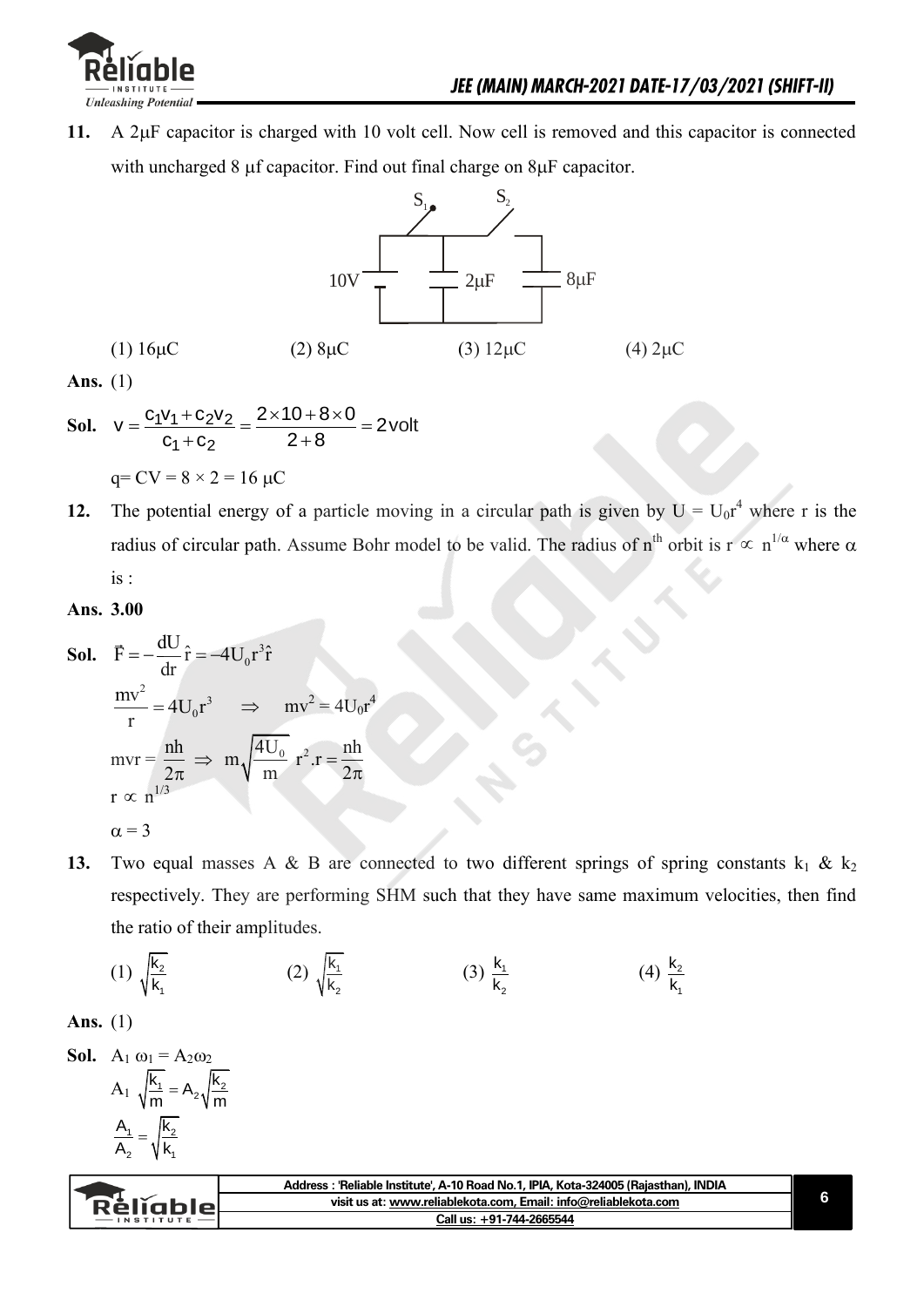**11.** A 2μF capacitor is charged with 10 volt cell. Now cell is removed and this capacitor is connected with uncharged 8 μf capacitor. Find out final charge on 8μF capacitor.

(1) 16μC (2) 8μC (3) 12μC (4) 2μC

**Ans.** (1)

**Sol.** $V = \frac{c_1 v_1 + c_2 v_2}{c_1 + c_2} = \frac{2 \times 10 + 8 \times 0}{2 + 8} = 2\text{volt}$

$q = CV = 8 \times 2 = 16\ \mu C$

**12.** The potential energy of a particle moving in a circular path is given by $U = U_0 r^4$ where r is the radius of circular path. Assume Bohr model to be valid. The radius of $n^{th}$ orbit is $r \propto n^{1/\alpha}$ where $\alpha$ is :

**Ans.** **3.00**

**Sol.** $\vec{F} = -\frac{dU}{dr}\hat{r} = -4U_0 r^3 \hat{r}$

$\frac{mv^2}{r} = 4U_0 r^3 \quad \Rightarrow \quad mv^2 = 4U_0 r^4$

$mvr = \frac{nh}{2\pi} \Rightarrow m\sqrt{\frac{4U_0}{m}}\ r^2.r = \frac{nh}{2\pi}$

$r \propto n^{1/3}$

$\alpha = 3$

**13.** Two equal masses A & B are connected to two different springs of spring constants $k_1$ & $k_2$ respectively. They are performing SHM such that they have same maximum velocities, then find the ratio of their amplitudes.

(1) $\sqrt{\frac{k_2}{k_1}}$ (2) $\sqrt{\frac{k_1}{k_2}}$ (3) $\frac{k_1}{k_2}$ (4) $\frac{k_2}{k_1}$

**Ans.** (1)

**Sol.** $A_1 \omega_1 = A_2 \omega_2$

$A_1 \sqrt{\frac{k_1}{m}} = A_2 \sqrt{\frac{k_2}{m}}$

$\frac{A_1}{A_2} = \sqrt{\frac{k_2}{k_1}}$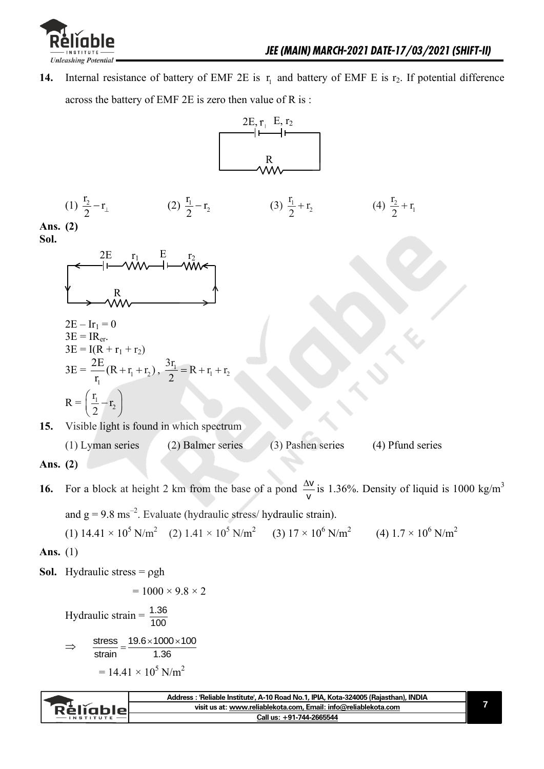**14.** Internal resistance of battery of EMF 2E is $r_1$ and battery of EMF E is $r_2$. If potential difference across the battery of EMF 2E is zero then value of R is :

(1) $\frac{r_2}{2} - r_1$ (2) $\frac{r_1}{2} - r_2$ (3) $\frac{r_1}{2} + r_2$ (4) $\frac{r_2}{2} + r_1$

**Ans. (2)**

**Sol.**

$2E - Ir_1 = 0$

$3E = IR_{er}$.

$3E = I(R + r_1 + r_2)$

$3E = \frac{2E}{r_1}(R + r_1 + r_2)$, $\frac{3r_1}{2} = R + r_1 + r_2$

$R = \left(\frac{r_1}{2} - r_2\right)$

**15.** Visible light is found in which spectrum

(1) Lyman series (2) Balmer series (3) Pashen series (4) Pfund series

**Ans. (2)**

**16.** For a block at height 2 km from the base of a pond $\frac{\Delta v}{v}$ is 1.36%. Density of liquid is 1000 kg/m$^3$ and g = 9.8 ms$^{-2}$. Evaluate (hydraulic stress/ hydraulic strain).

(1) $14.41 \times 10^5$ N/m$^2$ (2) $1.41 \times 10^5$ N/m$^2$ (3) $17 \times 10^6$ N/m$^2$ (4) $1.7 \times 10^6$ N/m$^2$

**Ans.** (1)

**Sol.** Hydraulic stress = $\rho gh$

$= 1000 \times 9.8 \times 2$

Hydraulic strain = $\frac{1.36}{100}$

$\Rightarrow \frac{\text{stress}}{\text{strain}} = \frac{19.6 \times 1000 \times 100}{1.36}$

$= 14.41 \times 10^5$ N/m$^2$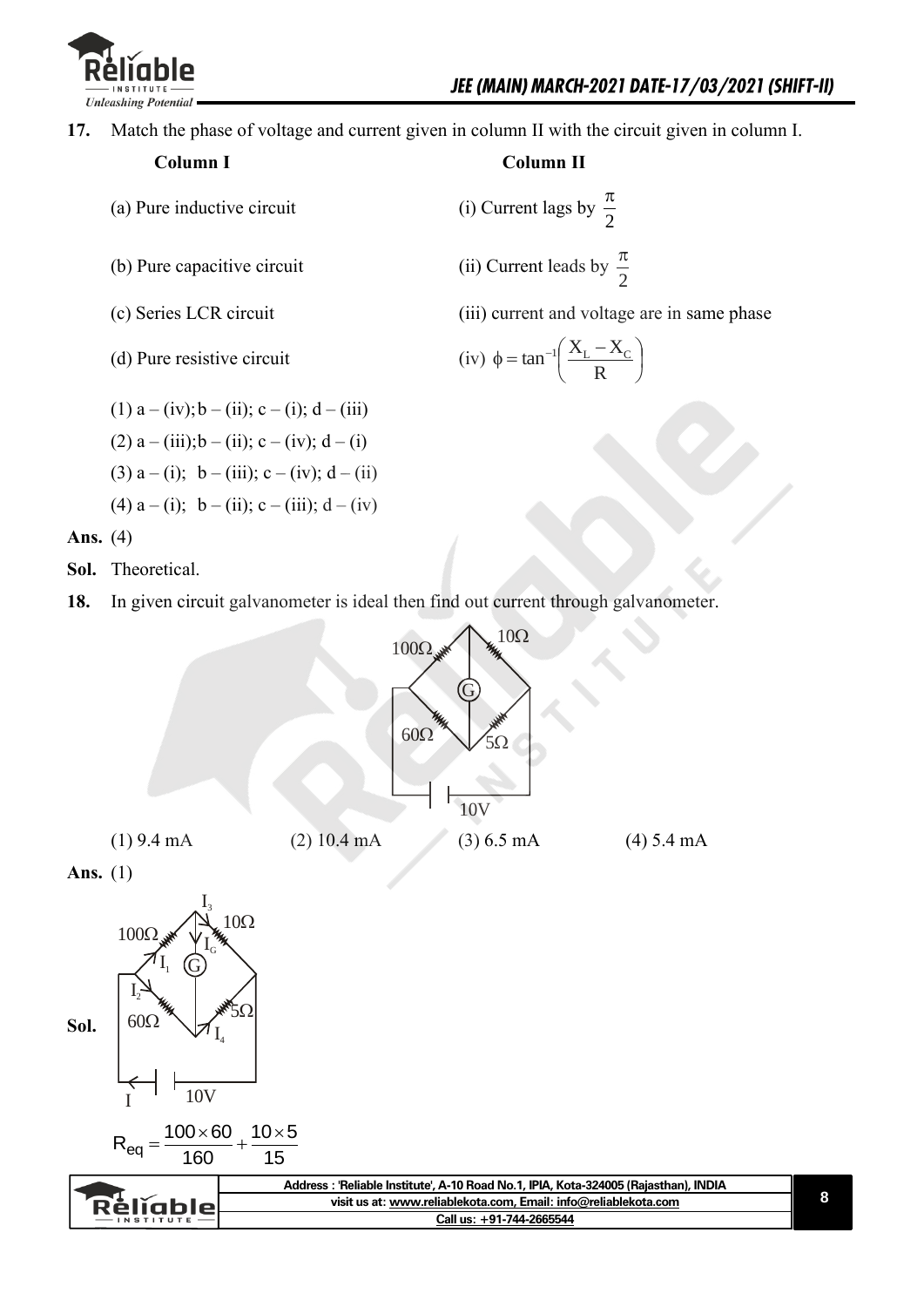**17.** Match the phase of voltage and current given in column II with the circuit given in column I.

| Column I | Column II |
|---|---|
| (a) Pure inductive circuit | (i) Current lags by $\frac{\pi}{2}$ |
| (b) Pure capacitive circuit | (ii) Current leads by $\frac{\pi}{2}$ |
| (c) Series LCR circuit | (iii) current and voltage are in same phase |
| (d) Pure resistive circuit | (iv) $\phi = \tan^{-1}\left(\frac{X_L - X_C}{R}\right)$ |

(1) a – (iv); b – (ii); c – (i); d – (iii)

(2) a – (iii); b – (ii); c – (iv); d – (i)

(3) a – (i); b – (iii); c – (iv); d – (ii)

(4) a – (i); b – (ii); c – (iii); d – (iv)

**Ans.** (4)

**Sol.** Theoretical.

**18.** In given circuit galvanometer is ideal then find out current through galvanometer.

(1) 9.4 mA (2) 10.4 mA (3) 6.5 mA (4) 5.4 mA

**Ans.** (1)

**Sol.**

$$R_{eq} = \frac{100 \times 60}{160} + \frac{10 \times 5}{15}$$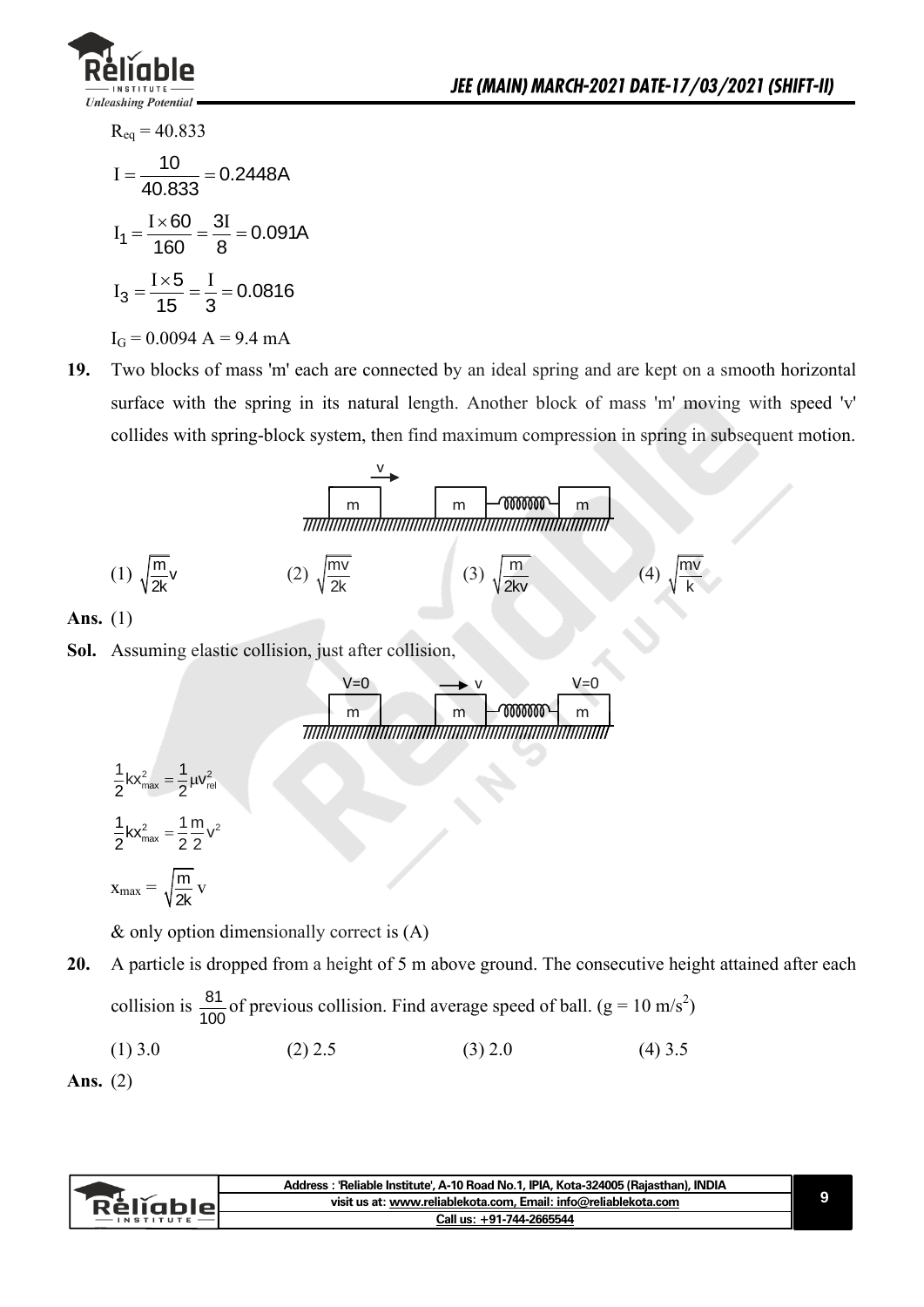$R_{eq} = 40.833$

$$I = \frac{10}{40.833} = 0.2448A$$

$$I_1 = \frac{I \times 60}{160} = \frac{3I}{8} = 0.091A$$

$$I_3 = \frac{I \times 5}{15} = \frac{I}{3} = 0.0816$$

$I_G = 0.0094$ A = 9.4 mA

**19.** Two blocks of mass 'm' each are connected by an ideal spring and are kept on a smooth horizontal surface with the spring in its natural length. Another block of mass 'm' moving with speed 'v' collides with spring-block system, then find maximum compression in spring in subsequent motion.

(1) $\sqrt{\frac{m}{2k}}v$  (2) $\sqrt{\frac{mv}{2k}}$  (3) $\sqrt{\frac{m}{2kv}}$  (4) $\sqrt{\frac{mv}{k}}$

**Ans.** (1)

**Sol.** Assuming elastic collision, just after collision,

$$\frac{1}{2}kx_{max}^2 = \frac{1}{2}\mu v_{rel}^2$$

$$\frac{1}{2}kx_{max}^2 = \frac{1}{2}\frac{m}{2}v^2$$

$$x_{max} = \sqrt{\frac{m}{2k}}\,v$$

& only option dimensionally correct is (A)

**20.** A particle is dropped from a height of 5 m above ground. The consecutive height attained after each collision is $\frac{81}{100}$ of previous collision. Find average speed of ball. ($g = 10$ m/s$^2$)

(1) 3.0  (2) 2.5  (3) 2.0  (4) 3.5

**Ans.** (2)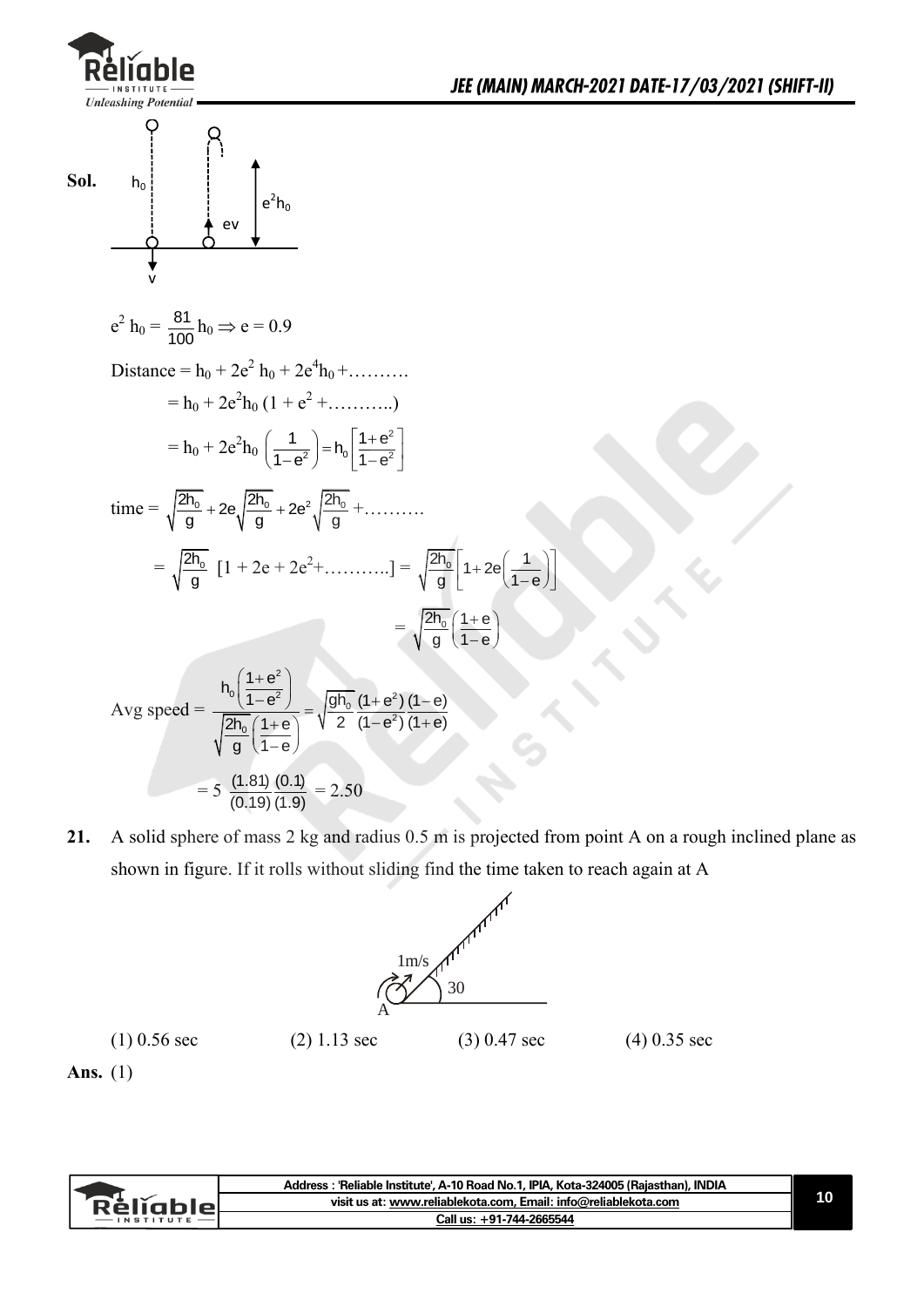**Sol.**

$$e^2 h_0 = \frac{81}{100} h_0 \Rightarrow e = 0.9$$

Distance $= h_0 + 2e^2 h_0 + 2e^4 h_0 + \ldots\ldots\ldots$

$= h_0 + 2e^2 h_0 (1 + e^2 + \ldots\ldots\ldots..)$

$= h_0 + 2e^2 h_0 \left(\frac{1}{1-e^2}\right) = h_0\left[\frac{1+e^2}{1-e^2}\right]$

time $= \sqrt{\frac{2h_0}{g}} + 2e\sqrt{\frac{2h_0}{g}} + 2e^2\sqrt{\frac{2h_0}{g}} + \ldots\ldots\ldots$

$= \sqrt{\frac{2h_0}{g}}\ [1 + 2e + 2e^2 + \ldots\ldots\ldots..] = \sqrt{\frac{2h_0}{g}}\left[1 + 2e\left(\frac{1}{1-e}\right)\right]$

$= \sqrt{\frac{2h_0}{g}}\left(\frac{1+e}{1-e}\right)$

Avg speed $= \dfrac{h_0\left(\frac{1+e^2}{1-e^2}\right)}{\sqrt{\frac{2h_0}{g}}\left(\frac{1+e}{1-e}\right)} = \sqrt{\frac{gh_0}{2}}\,\frac{(1+e^2)}{(1-e^2)}\frac{(1-e)}{(1+e)}$

$= 5\ \frac{(1.81)}{(0.19)}\frac{(0.1)}{(1.9)} = 2.50$

**21.** A solid sphere of mass 2 kg and radius 0.5 m is projected from point A on a rough inclined plane as shown in figure. If it rolls without sliding find the time taken to reach again at A

(1) 0.56 sec (2) 1.13 sec (3) 0.47 sec (4) 0.35 sec

**Ans.** (1)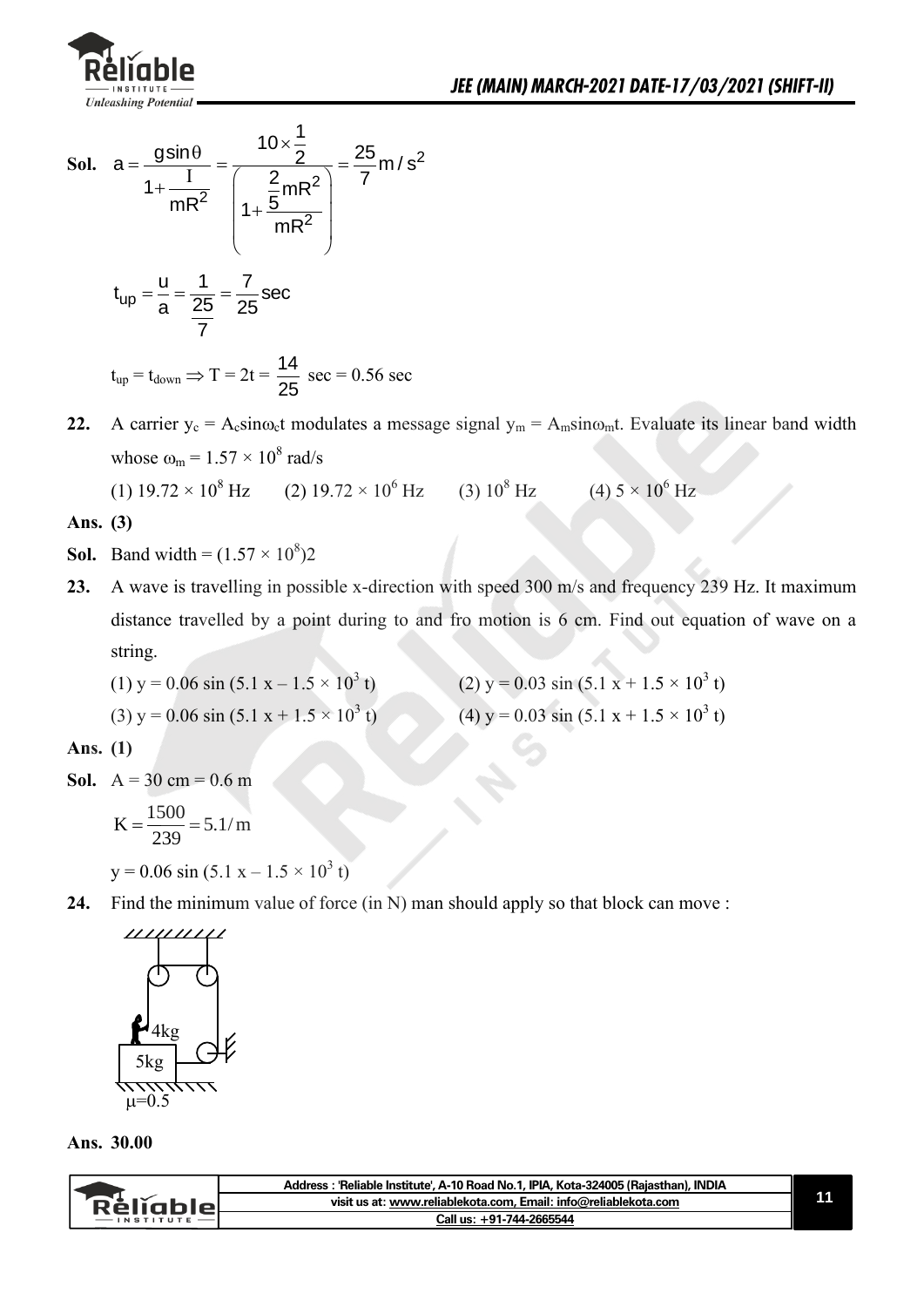**Sol.** $a = \dfrac{g\sin\theta}{1+\dfrac{I}{mR^2}} = \dfrac{10\times\dfrac{1}{2}}{\left(1+\dfrac{\dfrac{2}{5}mR^2}{mR^2}\right)} = \dfrac{25}{7}\,m/s^2$

$t_{up} = \dfrac{u}{a} = \dfrac{1}{\dfrac{25}{7}} = \dfrac{7}{25}\,sec$

$t_{up} = t_{down} \Rightarrow T = 2t = \dfrac{14}{25}$ sec = 0.56 sec

**22.** A carrier $y_c = A_c\sin\omega_c t$ modulates a message signal $y_m = A_m\sin\omega_m t$. Evaluate its linear band width whose $\omega_m = 1.57 \times 10^8$ rad/s

(1) $19.72 \times 10^8$ Hz (2) $19.72 \times 10^6$ Hz (3) $10^8$ Hz (4) $5 \times 10^6$ Hz

**Ans. (3)**

**Sol.** Band width = $(1.57 \times 10^8)2$

**23.** A wave is travelling in possible x-direction with speed 300 m/s and frequency 239 Hz. It maximum distance travelled by a point during to and fro motion is 6 cm. Find out equation of wave on a string.

(1) $y = 0.06 \sin (5.1\,x - 1.5 \times 10^3\,t)$ (2) $y = 0.03 \sin (5.1\,x + 1.5 \times 10^3\,t)$

(3) $y = 0.06 \sin (5.1\,x + 1.5 \times 10^3\,t)$ (4) $y = 0.03 \sin (5.1\,x + 1.5 \times 10^3\,t)$

**Ans. (1)**

**Sol.** A = 30 cm = 0.6 m

$K = \dfrac{1500}{239} = 5.1/m$

$y = 0.06 \sin (5.1\,x - 1.5 \times 10^3\,t)$

**24.** Find the minimum value of force (in N) man should apply so that block can move :

4kg

5kg

$\mu$=0.5

**Ans. 30.00**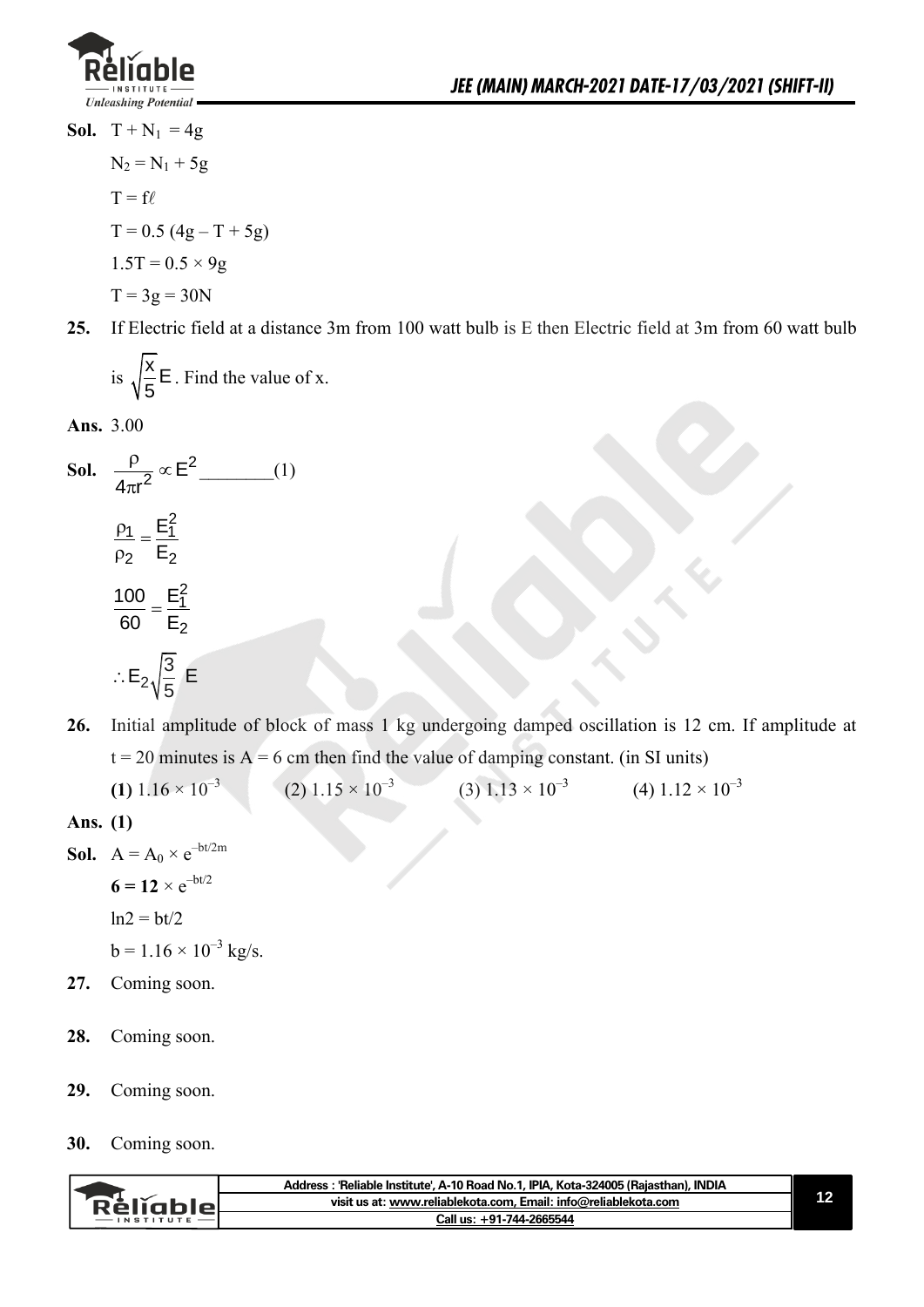**Sol.** $T + N_1 = 4g$

$N_2 = N_1 + 5g$

$T = f\ell$

$T = 0.5\ (4g - T + 5g)$

$1.5T = 0.5 \times 9g$

$T = 3g = 30N$

**25.** If Electric field at a distance 3m from 100 watt bulb is E then Electric field at 3m from 60 watt bulb is $\sqrt{\frac{x}{5}}E$. Find the value of x.

**Ans.** 3.00

**Sol.** $\frac{\rho}{4\pi r^2} \propto E^2$ ________(1)

$\frac{\rho_1}{\rho_2} = \frac{E_1^2}{E_2}$

$\frac{100}{60} = \frac{E_1^2}{E_2}$

$\therefore E_2\sqrt{\frac{3}{5}}\ E$

**26.** Initial amplitude of block of mass 1 kg undergoing damped oscillation is 12 cm. If amplitude at t = 20 minutes is A = 6 cm then find the value of damping constant. (in SI units)

**(1)** $1.16 \times 10^{-3}$ (2) $1.15 \times 10^{-3}$ (3) $1.13 \times 10^{-3}$ (4) $1.12 \times 10^{-3}$

**Ans. (1)**

**Sol.** $A = A_0 \times e^{-bt/2m}$

$\mathbf{6 = 12} \times e^{-bt/2}$

$\ln 2 = bt/2$

$b = 1.16 \times 10^{-3}$ kg/s.

**27.** Coming soon.

**28.** Coming soon.

**29.** Coming soon.

**30.** Coming soon.